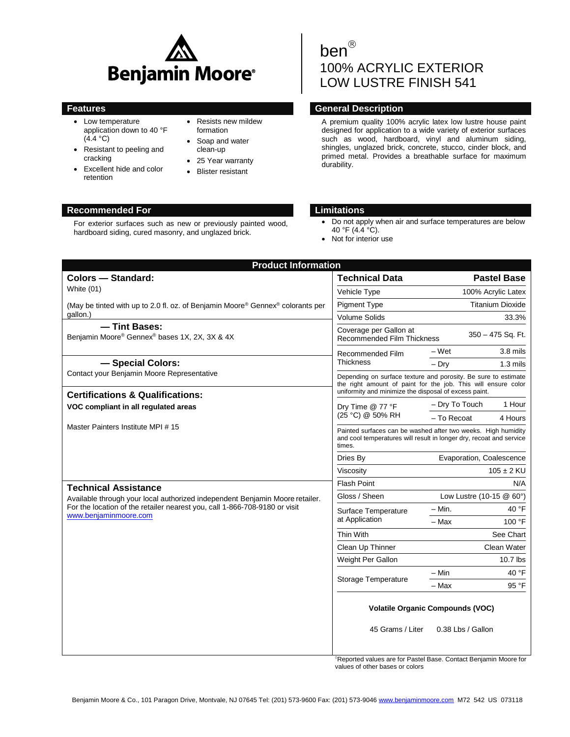Benjamin Moore®

# ben®
# 100% ACRYLIC EXTERIOR LOW LUSTRE FINISH 541

## Features

- Low temperature application down to 40 °F (4.4 °C)
- Resistant to peeling and cracking
- Excellent hide and color retention
- Resists new mildew formation
- Soap and water clean-up
- 25 Year warranty
- Blister resistant

## General Description

A premium quality 100% acrylic latex low lustre house paint designed for application to a wide variety of exterior surfaces such as wood, hardboard, vinyl and aluminum siding, shingles, unglazed brick, concrete, stucco, cinder block, and primed metal. Provides a breathable surface for maximum durability.

## Recommended For

For exterior surfaces such as new or previously painted wood, hardboard siding, cured masonry, and unglazed brick.

## Limitations

- Do not apply when air and surface temperatures are below 40 °F (4.4 °C).
- Not for interior use

## Product Information

### Colors — Standard:

White (01)

(May be tinted with up to 2.0 fl. oz. of Benjamin Moore® Gennex® colorants per gallon.)

### — Tint Bases:

Benjamin Moore® Gennex® bases 1X, 2X, 3X & 4X

### — Special Colors:

Contact your Benjamin Moore Representative

### Certifications & Qualifications:

**VOC compliant in all regulated areas**

Master Painters Institute MPI # 15

### Technical Assistance

Available through your local authorized independent Benjamin Moore retailer. For the location of the retailer nearest you, call 1-866-708-9180 or visit www.benjaminmoore.com

| Technical Data | | Pastel Base |
|---|---|---|
| Vehicle Type | | 100% Acrylic Latex |
| Pigment Type | | Titanium Dioxide |
| Volume Solids | | 33.3% |
| Coverage per Gallon at Recommended Film Thickness | | 350 – 475 Sq. Ft. |
| Recommended Film Thickness | – Wet | 3.8 mils |
| | – Dry | 1.3 mils |
| Depending on surface texture and porosity. Be sure to estimate the right amount of paint for the job. This will ensure color uniformity and minimize the disposal of excess paint. | | |
| Dry Time @ 77 °F (25 °C) @ 50% RH | – Dry To Touch | 1 Hour |
| | – To Recoat | 4 Hours |
| Painted surfaces can be washed after two weeks. High humidity and cool temperatures will result in longer dry, recoat and service times. | | |
| Dries By | | Evaporation, Coalescence |
| Viscosity | | 105 ± 2 KU |
| Flash Point | | N/A |
| Gloss / Sheen | | Low Lustre (10-15 @ 60°) |
| Surface Temperature at Application | – Min. | 40 °F |
| | – Max | 100 °F |
| Thin With | | See Chart |
| Clean Up Thinner | | Clean Water |
| Weight Per Gallon | | 10.7 lbs |
| Storage Temperature | – Min | 40 °F |
| | – Max | 95 °F |

**Volatile Organic Compounds (VOC)**

45 Grams / Liter  0.38 Lbs / Gallon

◊Reported values are for Pastel Base. Contact Benjamin Moore for values of other bases or colors

Benjamin Moore & Co., 101 Paragon Drive, Montvale, NJ 07645 Tel: (201) 573-9600 Fax: (201) 573-9046 www.benjaminmoore.com M72 542 US 073118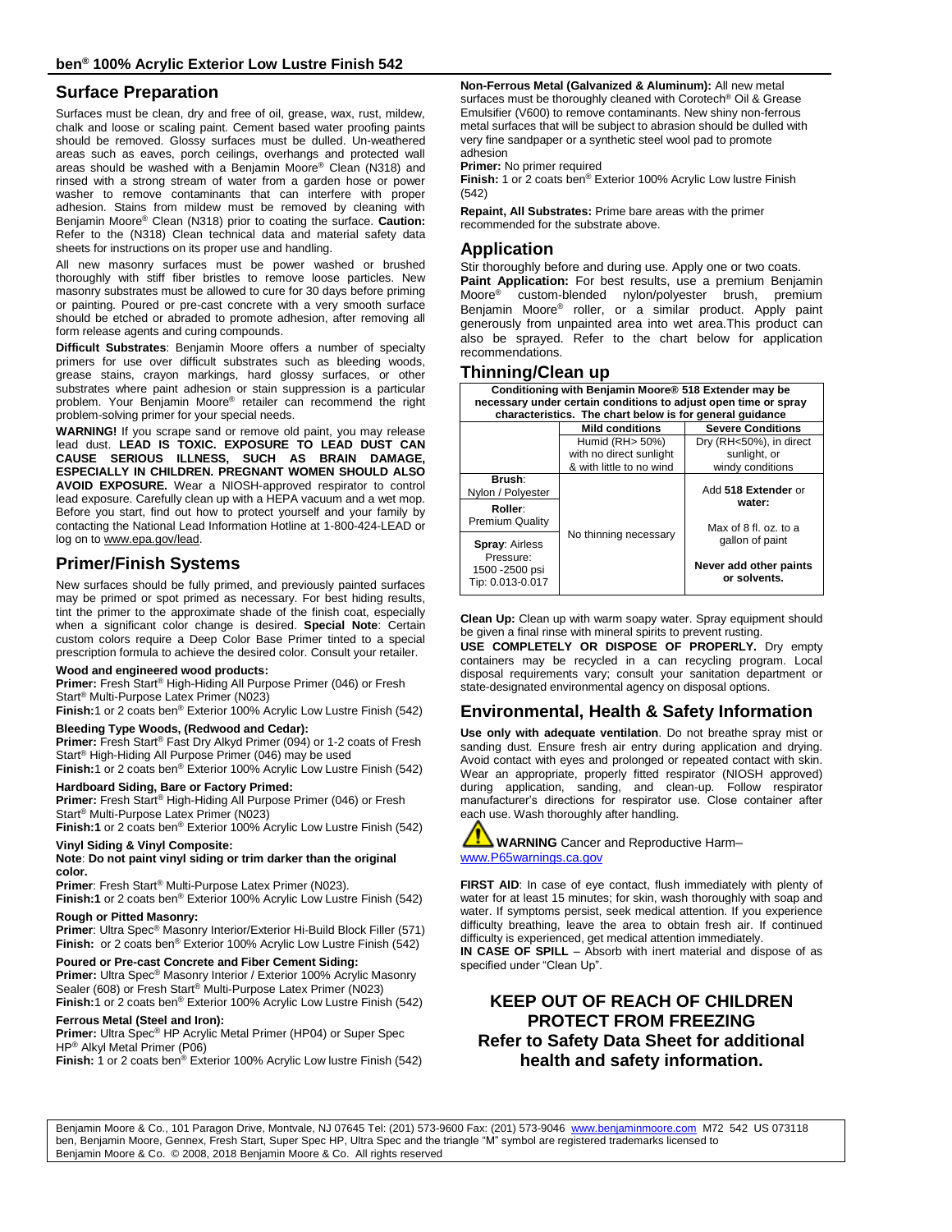**ben® 100% Acrylic Exterior Low Lustre Finish 542**

## Surface Preparation

Surfaces must be clean, dry and free of oil, grease, wax, rust, mildew, chalk and loose or scaling paint. Cement based water proofing paints should be removed. Glossy surfaces must be dulled. Un-weathered areas such as eaves, porch ceilings, overhangs and protected wall areas should be washed with a Benjamin Moore® Clean (N318) and rinsed with a strong stream of water from a garden hose or power washer to remove contaminants that can interfere with proper adhesion. Stains from mildew must be removed by cleaning with Benjamin Moore® Clean (N318) prior to coating the surface. **Caution:** Refer to the (N318) Clean technical data and material safety data sheets for instructions on its proper use and handling.

All new masonry surfaces must be power washed or brushed thoroughly with stiff fiber bristles to remove loose particles. New masonry substrates must be allowed to cure for 30 days before priming or painting. Poured or pre-cast concrete with a very smooth surface should be etched or abraded to promote adhesion, after removing all form release agents and curing compounds.

**Difficult Substrates**: Benjamin Moore offers a number of specialty primers for use over difficult substrates such as bleeding woods, grease stains, crayon markings, hard glossy surfaces, or other substrates where paint adhesion or stain suppression is a particular problem. Your Benjamin Moore® retailer can recommend the right problem-solving primer for your special needs.

**WARNING!** If you scrape sand or remove old paint, you may release lead dust. **LEAD IS TOXIC. EXPOSURE TO LEAD DUST CAN CAUSE SERIOUS ILLNESS, SUCH AS BRAIN DAMAGE, ESPECIALLY IN CHILDREN. PREGNANT WOMEN SHOULD ALSO AVOID EXPOSURE.** Wear a NIOSH-approved respirator to control lead exposure. Carefully clean up with a HEPA vacuum and a wet mop. Before you start, find out how to protect yourself and your family by contacting the National Lead Information Hotline at 1-800-424-LEAD or log on to www.epa.gov/lead.

## Primer/Finish Systems

New surfaces should be fully primed, and previously painted surfaces may be primed or spot primed as necessary. For best hiding results, tint the primer to the approximate shade of the finish coat, especially when a significant color change is desired. **Special Note**: Certain custom colors require a Deep Color Base Primer tinted to a special prescription formula to achieve the desired color. Consult your retailer.

**Wood and engineered wood products:**
**Primer:** Fresh Start® High-Hiding All Purpose Primer (046) or Fresh Start® Multi-Purpose Latex Primer (N023)
**Finish:**1 or 2 coats ben® Exterior 100% Acrylic Low Lustre Finish (542)

**Bleeding Type Woods, (Redwood and Cedar):**
**Primer:** Fresh Start® Fast Dry Alkyd Primer (094) or 1-2 coats of Fresh Start® High-Hiding All Purpose Primer (046) may be used
**Finish:**1 or 2 coats ben® Exterior 100% Acrylic Low Lustre Finish (542)

**Hardboard Siding, Bare or Factory Primed:**
**Primer:** Fresh Start® High-Hiding All Purpose Primer (046) or Fresh Start® Multi-Purpose Latex Primer (N023)
**Finish:1** or 2 coats ben® Exterior 100% Acrylic Low Lustre Finish (542)

**Vinyl Siding & Vinyl Composite:**
**Note**: **Do not paint vinyl siding or trim darker than the original color.**
**Primer**: Fresh Start® Multi-Purpose Latex Primer (N023).
**Finish:1** or 2 coats ben® Exterior 100% Acrylic Low Lustre Finish (542)

**Rough or Pitted Masonry:**
**Primer**: Ultra Spec® Masonry Interior/Exterior Hi-Build Block Filler (571)
**Finish:** or 2 coats ben® Exterior 100% Acrylic Low Lustre Finish (542)

**Poured or Pre-cast Concrete and Fiber Cement Siding:**
**Primer:** Ultra Spec® Masonry Interior / Exterior 100% Acrylic Masonry Sealer (608) or Fresh Start® Multi-Purpose Latex Primer (N023)
**Finish:**1 or 2 coats ben® Exterior 100% Acrylic Low Lustre Finish (542)

**Ferrous Metal (Steel and Iron):**
**Primer:** Ultra Spec® HP Acrylic Metal Primer (HP04) or Super Spec HP® Alkyl Metal Primer (P06)
**Finish:** 1 or 2 coats ben® Exterior 100% Acrylic Low lustre Finish (542)

**Non-Ferrous Metal (Galvanized & Aluminum):** All new metal surfaces must be thoroughly cleaned with Corotech® Oil & Grease Emulsifier (V600) to remove contaminants. New shiny non-ferrous metal surfaces that will be subject to abrasion should be dulled with very fine sandpaper or a synthetic steel wool pad to promote adhesion
**Primer:** No primer required
**Finish:** 1 or 2 coats ben® Exterior 100% Acrylic Low lustre Finish (542)

**Repaint, All Substrates:** Prime bare areas with the primer recommended for the substrate above.

## Application

Stir thoroughly before and during use. Apply one or two coats.
**Paint Application:** For best results, use a premium Benjamin Moore® custom-blended nylon/polyester brush, premium Benjamin Moore® roller, or a similar product. Apply paint generously from unpainted area into wet area.This product can also be sprayed. Refer to the chart below for application recommendations.

## Thinning/Clean up

**Conditioning with Benjamin Moore® 518 Extender may be necessary under certain conditions to adjust open time or spray characteristics. The chart below is for general guidance**

| | Mild conditions | Severe Conditions |
|---|---|---|
| | Humid (RH> 50%) with no direct sunlight & with little to no wind | Dry (RH<50%), in direct sunlight, or windy conditions |
| **Brush**: Nylon / Polyester | No thinning necessary | Add **518 Extender** or **water:** Max of 8 fl. oz. to a gallon of paint **Never add other paints or solvents.** |
| **Roller**: Premium Quality | | |
| **Spray**: Airless Pressure: 1500 -2500 psi Tip: 0.013-0.017 | | |

**Clean Up:** Clean up with warm soapy water. Spray equipment should be given a final rinse with mineral spirits to prevent rusting.
**USE COMPLETELY OR DISPOSE OF PROPERLY.** Dry empty containers may be recycled in a can recycling program. Local disposal requirements vary; consult your sanitation department or state-designated environmental agency on disposal options.

## Environmental, Health & Safety Information

**Use only with adequate ventilation**. Do not breathe spray mist or sanding dust. Ensure fresh air entry during application and drying. Avoid contact with eyes and prolonged or repeated contact with skin. Wear an appropriate, properly fitted respirator (NIOSH approved) during application, sanding, and clean-up. Follow respirator manufacturer's directions for respirator use. Close container after each use. Wash thoroughly after handling.

**WARNING** Cancer and Reproductive Harm– www.P65warnings.ca.gov

**FIRST AID**: In case of eye contact, flush immediately with plenty of water for at least 15 minutes; for skin, wash thoroughly with soap and water. If symptoms persist, seek medical attention. If you experience difficulty breathing, leave the area to obtain fresh air. If continued difficulty is experienced, get medical attention immediately.
**IN CASE OF SPILL** – Absorb with inert material and dispose of as specified under "Clean Up".

**KEEP OUT OF REACH OF CHILDREN**
**PROTECT FROM FREEZING**
**Refer to Safety Data Sheet for additional health and safety information.**

Benjamin Moore & Co., 101 Paragon Drive, Montvale, NJ 07645 Tel: (201) 573-9600 Fax: (201) 573-9046 www.benjaminmoore.com M72 542 US 073118
ben, Benjamin Moore, Gennex, Fresh Start, Super Spec HP, Ultra Spec and the triangle "M" symbol are registered trademarks licensed to Benjamin Moore & Co. © 2008, 2018 Benjamin Moore & Co. All rights reserved